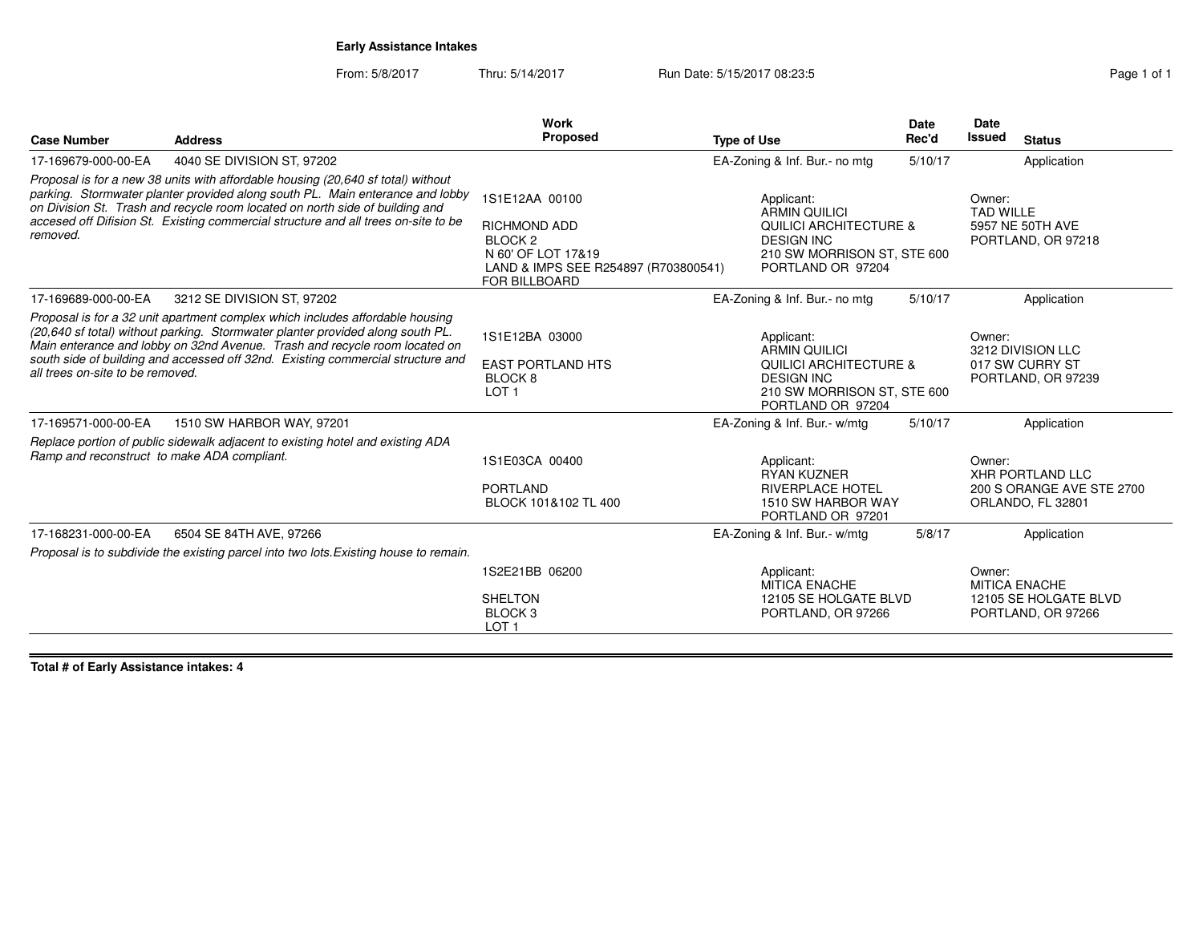**Early Assistance Intakes**

From: 5/8/2017 Thru: 5/14/2017 Run Date: 5/15/2017 08:23:5

| Case Number | Address | Work Proposed | Type of Use | Date Rec'd | Date Issued | Status |
|---|---|---|---|---|---|---|
| 17-169679-000-00-EA | 4040 SE DIVISION ST, 97202 | | EA-Zoning & Inf. Bur.- no mtg | 5/10/17 | | Application |
| *Proposal is for a new 38 units with affordable housing (20,640 sf total) without parking. Stormwater planter provided along south PL. Main enterance and lobby on Division St. Trash and recycle room located on north side of building and accesed off Difision St. Existing commercial structure and all trees on-site to be removed.* | | 1S1E12AA 00100<br>RICHMOND ADD<br>BLOCK 2<br>N 60' OF LOT 17&19<br>LAND & IMPS SEE R254897 (R703800541) FOR BILLBOARD | Applicant:<br>ARMIN QUILICI<br>QUILICI ARCHITECTURE & DESIGN INC<br>210 SW MORRISON ST, STE 600<br>PORTLAND OR 97204 | | Owner:<br>TAD WILLE<br>5957 NE 50TH AVE<br>PORTLAND, OR 97218 | |
| 17-169689-000-00-EA | 3212 SE DIVISION ST, 97202 | | EA-Zoning & Inf. Bur.- no mtg | 5/10/17 | | Application |
| *Proposal is for a 32 unit apartment complex which includes affordable housing (20,640 sf total) without parking. Stormwater planter provided along south PL. Main enterance and lobby on 32nd Avenue. Trash and recycle room located on south side of building and accessed off 32nd. Existing commercial structure and all trees on-site to be removed.* | | 1S1E12BA 03000<br>EAST PORTLAND HTS<br>BLOCK 8<br>LOT 1 | Applicant:<br>ARMIN QUILICI<br>QUILICI ARCHITECTURE & DESIGN INC<br>210 SW MORRISON ST, STE 600<br>PORTLAND OR 97204 | | Owner:<br>3212 DIVISION LLC<br>017 SW CURRY ST<br>PORTLAND, OR 97239 | |
| 17-169571-000-00-EA | 1510 SW HARBOR WAY, 97201 | | EA-Zoning & Inf. Bur.- w/mtg | 5/10/17 | | Application |
| *Replace portion of public sidewalk adjacent to existing hotel and existing ADA Ramp and reconstruct to make ADA compliant.* | | 1S1E03CA 00400<br>PORTLAND<br>BLOCK 101&102 TL 400 | Applicant:<br>RYAN KUZNER<br>RIVERPLACE HOTEL<br>1510 SW HARBOR WAY<br>PORTLAND OR 97201 | | Owner:<br>XHR PORTLAND LLC<br>200 S ORANGE AVE STE 2700<br>ORLANDO, FL 32801 | |
| 17-168231-000-00-EA | 6504 SE 84TH AVE, 97266 | | EA-Zoning & Inf. Bur.- w/mtg | 5/8/17 | | Application |
| *Proposal is to subdivide the existing parcel into two lots.Existing house to remain.* | | 1S2E21BB 06200<br>SHELTON<br>BLOCK 3<br>LOT 1 | Applicant:<br>MITICA ENACHE<br>12105 SE HOLGATE BLVD<br>PORTLAND, OR 97266 | | Owner:<br>MITICA ENACHE<br>12105 SE HOLGATE BLVD<br>PORTLAND, OR 97266 | |

**Total # of Early Assistance intakes: 4**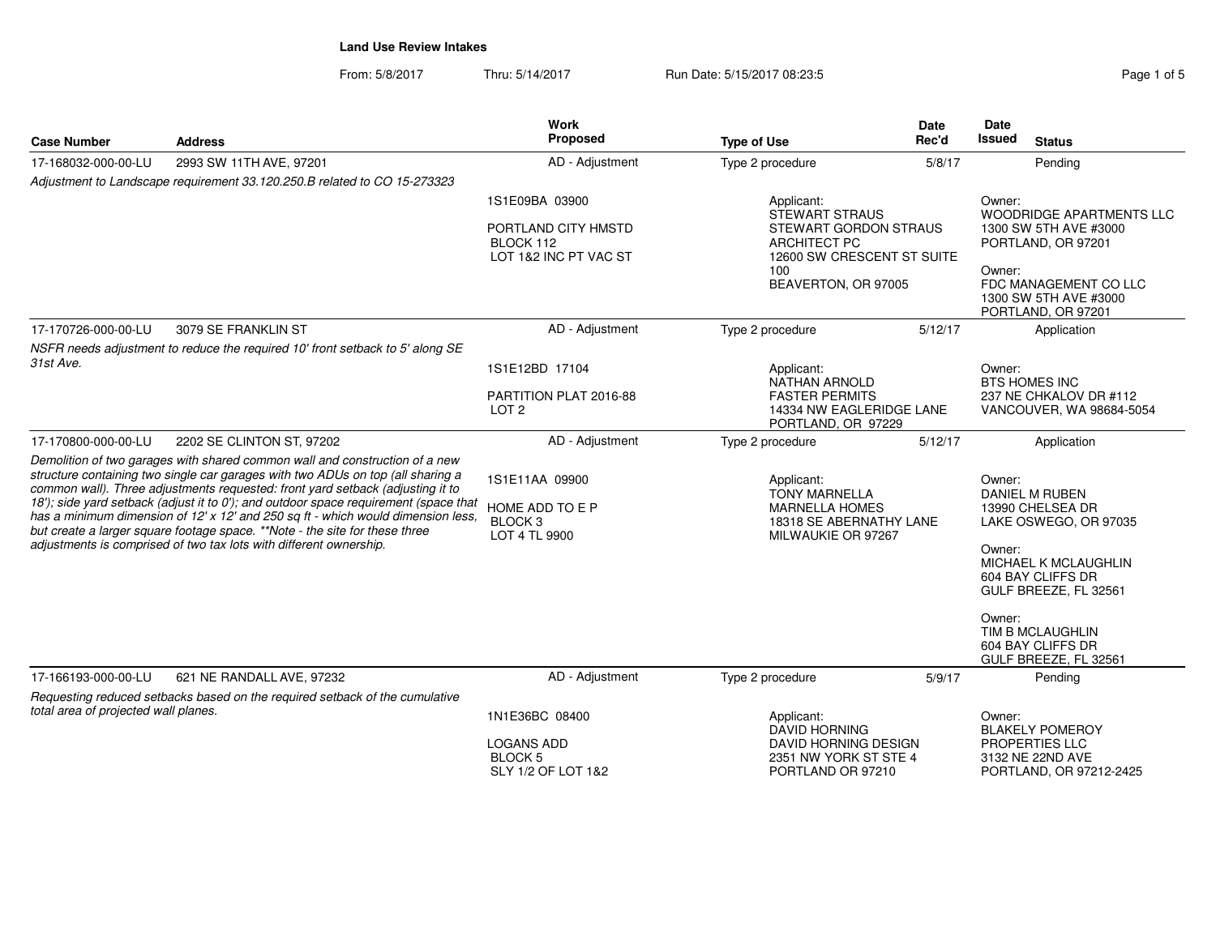# Land Use Review Intakes

From: 5/8/2017 Thru: 5/14/2017 Run Date: 5/15/2017 08:23:5

| Case Number | Address | Work Proposed | Type of Use | Date Rec'd | Date Issued | Status |
|---|---|---|---|---|---|---|
| 17-168032-000-00-LU | 2993 SW 11TH AVE, 97201 | AD - Adjustment | Type 2 procedure | 5/8/17 | | Pending |
| *Adjustment to Landscape requirement 33.120.250.B related to CO 15-273323* | | 1S1E09BA 03900<br><br>PORTLAND CITY HMSTD<br>BLOCK 112<br>LOT 1&2 INC PT VAC ST | Applicant:<br>STEWART STRAUS<br>STEWART GORDON STRAUS ARCHITECT PC<br>12600 SW CRESCENT ST SUITE 100<br>BEAVERTON, OR 97005 | | Owner:<br>WOODRIDGE APARTMENTS LLC<br>1300 SW 5TH AVE #3000<br>PORTLAND, OR 97201<br><br>Owner:<br>FDC MANAGEMENT CO LLC<br>1300 SW 5TH AVE #3000<br>PORTLAND, OR 97201 | |
| 17-170726-000-00-LU | 3079 SE FRANKLIN ST | AD - Adjustment | Type 2 procedure | 5/12/17 | | Application |
| *NSFR needs adjustment to reduce the required 10' front setback to 5' along SE 31st Ave.* | | 1S1E12BD 17104<br><br>PARTITION PLAT 2016-88<br>LOT 2 | Applicant:<br>NATHAN ARNOLD<br>FASTER PERMITS<br>14334 NW EAGLERIDGE LANE<br>PORTLAND, OR 97229 | | Owner:<br>BTS HOMES INC<br>237 NE CHKALOV DR #112<br>VANCOUVER, WA 98684-5054 | |
| 17-170800-000-00-LU | 2202 SE CLINTON ST, 97202 | AD - Adjustment | Type 2 procedure | 5/12/17 | | Application |
| *Demolition of two garages with shared common wall and construction of a new structure containing two single car garages with two ADUs on top (all sharing a common wall). Three adjustments requested: front yard setback (adjusting it to 18'); side yard setback (adjust it to 0'); and outdoor space requirement (space that has a minimum dimension of 12' x 12' and 250 sq ft - which would dimension less, but create a larger square footage space. **Note - the site for these three adjustments is comprised of two tax lots with different ownership.* | | 1S1E11AA 09900<br><br>HOME ADD TO E P<br>BLOCK 3<br>LOT 4 TL 9900 | Applicant:<br>TONY MARNELLA<br>MARNELLA HOMES<br>18318 SE ABERNATHY LANE<br>MILWAUKIE OR 97267 | | Owner:<br>DANIEL M RUBEN<br>13990 CHELSEA DR<br>LAKE OSWEGO, OR 97035<br><br>Owner:<br>MICHAEL K MCLAUGHLIN<br>604 BAY CLIFFS DR<br>GULF BREEZE, FL 32561<br><br>Owner:<br>TIM B MCLAUGHLIN<br>604 BAY CLIFFS DR<br>GULF BREEZE, FL 32561 | |
| 17-166193-000-00-LU | 621 NE RANDALL AVE, 97232 | AD - Adjustment | Type 2 procedure | 5/9/17 | | Pending |
| *Requesting reduced setbacks based on the required setback of the cumulative total area of projected wall planes.* | | 1N1E36BC 08400<br><br>LOGANS ADD<br>BLOCK 5<br>SLY 1/2 OF LOT 1&2 | Applicant:<br>DAVID HORNING<br>DAVID HORNING DESIGN<br>2351 NW YORK ST STE 4<br>PORTLAND OR 97210 | | Owner:<br>BLAKELY POMEROY PROPERTIES LLC<br>3132 NE 22ND AVE<br>PORTLAND, OR 97212-2425 | |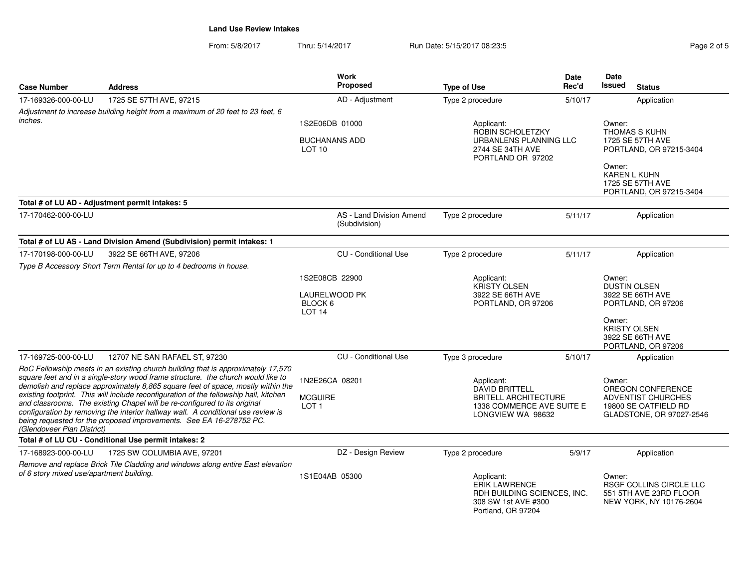**Land Use Review Intakes**

From: 5/8/2017 Thru: 5/14/2017 Run Date: 5/15/2017 08:23:5

| Case Number | Address | Work Proposed | Type of Use | Date Rec'd | Date Issued | Status |
|---|---|---|---|---|---|---|
| 17-169326-000-00-LU | 1725 SE 57TH AVE, 97215 | AD - Adjustment | Type 2 procedure | 5/10/17 | | Application |

*Adjustment to increase building height from a maximum of 20 feet to 23 feet, 6 inches.*

1S2E06DB 01000
BUCHANANS ADD
LOT 10

Applicant:
ROBIN SCHOLETZKY
URBANLENS PLANNING LLC
2744 SE 34TH AVE
PORTLAND OR 97202

Owner:
THOMAS S KUHN
1725 SE 57TH AVE
PORTLAND, OR 97215-3404

Owner:
KAREN L KUHN
1725 SE 57TH AVE
PORTLAND, OR 97215-3404

**Total # of LU AD - Adjustment permit intakes: 5**

| Case Number | Address | Work Proposed | Type of Use | Date Rec'd | Date Issued | Status |
|---|---|---|---|---|---|---|
| 17-170462-000-00-LU | | AS - Land Division Amend (Subdivision) | Type 2 procedure | 5/11/17 | | Application |

**Total # of LU AS - Land Division Amend (Subdivision) permit intakes: 1**

| Case Number | Address | Work Proposed | Type of Use | Date Rec'd | Date Issued | Status |
|---|---|---|---|---|---|---|
| 17-170198-000-00-LU | 3922 SE 66TH AVE, 97206 | CU - Conditional Use | Type 2 procedure | 5/11/17 | | Application |

*Type B Accessory Short Term Rental for up to 4 bedrooms in house.*

1S2E08CB 22900
LAURELWOOD PK
BLOCK 6
LOT 14

Applicant:
KRISTY OLSEN
3922 SE 66TH AVE
PORTLAND, OR 97206

Owner:
DUSTIN OLSEN
3922 SE 66TH AVE
PORTLAND, OR 97206

Owner:
KRISTY OLSEN
3922 SE 66TH AVE
PORTLAND, OR 97206

| Case Number | Address | Work Proposed | Type of Use | Date Rec'd | Date Issued | Status |
|---|---|---|---|---|---|---|
| 17-169725-000-00-LU | 12707 NE SAN RAFAEL ST, 97230 | CU - Conditional Use | Type 3 procedure | 5/10/17 | | Application |

*RoC Fellowship meets in an existing church building that is approximately 17,570 square feet and in a single-story wood frame structure. the church would like to demolish and replace approximately 8,865 square feet of space, mostly within the existing footprint. This will include reconfiguration of the fellowship hall, kitchen and classrooms. The existing Chapel will be re-configured to its original configuration by removing the interior hallway wall. A conditional use review is being requested for the proposed improvements. See EA 16-278752 PC. (Glendoveer Plan District)*

1N2E26CA 08201
MCGUIRE
LOT 1

Applicant:
DAVID BRITTELL
BRITELL ARCHITECTURE
1338 COMMERCE AVE SUITE E
LONGVIEW WA 98632

Owner:
OREGON CONFERENCE
ADVENTIST CHURCHES
19800 SE OATFIELD RD
GLADSTONE, OR 97027-2546

**Total # of LU CU - Conditional Use permit intakes: 2**

| Case Number | Address | Work Proposed | Type of Use | Date Rec'd | Date Issued | Status |
|---|---|---|---|---|---|---|
| 17-168923-000-00-LU | 1725 SW COLUMBIA AVE, 97201 | DZ - Design Review | Type 2 procedure | 5/9/17 | | Application |

*Remove and replace Brick Tile Cladding and windows along entire East elevation of 6 story mixed use/apartment building.*

1S1E04AB 05300

Applicant:
ERIK LAWRENCE
RDH BUILDING SCIENCES, INC.
308 SW 1st AVE #300
Portland, OR 97204

Owner:
RSGF COLLINS CIRCLE LLC
551 5TH AVE 23RD FLOOR
NEW YORK, NY 10176-2604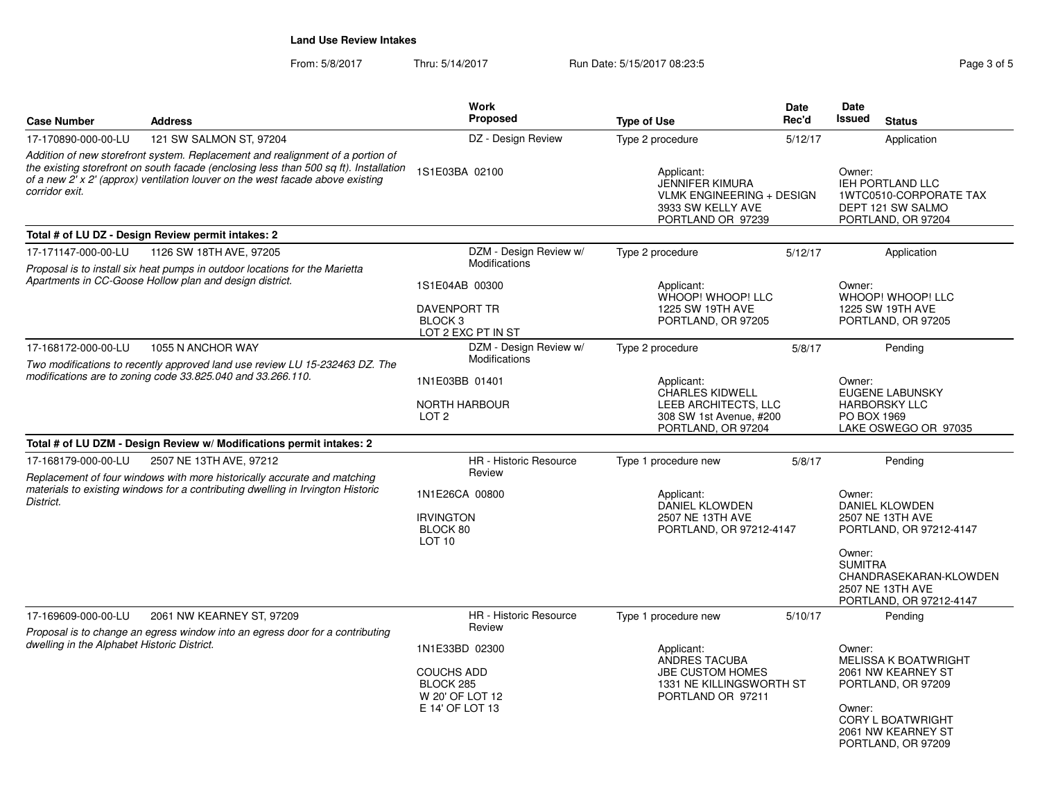## Land Use Review Intakes

From: 5/8/2017 Thru: 5/14/2017 Run Date: 5/15/2017 08:23:5

| Case Number | Address | Work Proposed | Type of Use | Date Rec'd | Date Issued | Status |
|---|---|---|---|---|---|---|
| 17-170890-000-00-LU | 121 SW SALMON ST, 97204 | DZ - Design Review | Type 2 procedure | 5/12/17 | | Application |
| *Addition of new storefront system. Replacement and realignment of a portion of the existing storefront on south facade (enclosing less than 500 sq ft). Installation of a new 2' x 2' (approx) ventilation louver on the west facade above existing corridor exit.* | | 1S1E03BA 02100 | Applicant: JENNIFER KIMURA, VLMK ENGINEERING + DESIGN, 3933 SW KELLY AVE, PORTLAND OR 97239 | | Owner: IEH PORTLAND LLC, 1WTC0510-CORPORATE TAX DEPT 121 SW SALMO, PORTLAND, OR 97204 | |
| **Total # of LU DZ - Design Review permit intakes: 2** | | | | | | |
| 17-171147-000-00-LU | 1126 SW 18TH AVE, 97205 | DZM - Design Review w/ Modifications | Type 2 procedure | 5/12/17 | | Application |
| *Proposal is to install six heat pumps in outdoor locations for the Marietta Apartments in CC-Goose Hollow plan and design district.* | | 1S1E04AB 00300, DAVENPORT TR, BLOCK 3, LOT 2 EXC PT IN ST | Applicant: WHOOP! WHOOP! LLC, 1225 SW 19TH AVE, PORTLAND, OR 97205 | | Owner: WHOOP! WHOOP! LLC, 1225 SW 19TH AVE, PORTLAND, OR 97205 | |
| 17-168172-000-00-LU | 1055 N ANCHOR WAY | DZM - Design Review w/ Modifications | Type 2 procedure | 5/8/17 | | Pending |
| *Two modifications to recently approved land use review LU 15-232463 DZ. The modifications are to zoning code 33.825.040 and 33.266.110.* | | 1N1E03BB 01401, NORTH HARBOUR, LOT 2 | Applicant: CHARLES KIDWELL, LEEB ARCHITECTS, LLC, 308 SW 1st Avenue, #200, PORTLAND, OR 97204 | | Owner: EUGENE LABUNSKY, HARBORSKY LLC, PO BOX 1969, LAKE OSWEGO OR 97035 | |
| **Total # of LU DZM - Design Review w/ Modifications permit intakes: 2** | | | | | | |
| 17-168179-000-00-LU | 2507 NE 13TH AVE, 97212 | HR - Historic Resource Review | Type 1 procedure new | 5/8/17 | | Pending |
| *Replacement of four windows with more historically accurate and matching materials to existing windows for a contributing dwelling in Irvington Historic District.* | | 1N1E26CA 00800, IRVINGTON, BLOCK 80, LOT 10 | Applicant: DANIEL KLOWDEN, 2507 NE 13TH AVE, PORTLAND, OR 97212-4147 | | Owner: DANIEL KLOWDEN, 2507 NE 13TH AVE, PORTLAND, OR 97212-4147; Owner: SUMITRA CHANDRASEKARAN-KLOWDEN, 2507 NE 13TH AVE, PORTLAND, OR 97212-4147 | |
| 17-169609-000-00-LU | 2061 NW KEARNEY ST, 97209 | HR - Historic Resource Review | Type 1 procedure new | 5/10/17 | | Pending |
| *Proposal is to change an egress window into an egress door for a contributing dwelling in the Alphabet Historic District.* | | 1N1E33BD 02300, COUCHS ADD, BLOCK 285, W 20' OF LOT 12, E 14' OF LOT 13 | Applicant: ANDRES TACUBA, JBE CUSTOM HOMES, 1331 NE KILLINGSWORTH ST, PORTLAND OR 97211 | | Owner: MELISSA K BOATWRIGHT, 2061 NW KEARNEY ST, PORTLAND, OR 97209; Owner: CORY L BOATWRIGHT, 2061 NW KEARNEY ST, PORTLAND, OR 97209 | |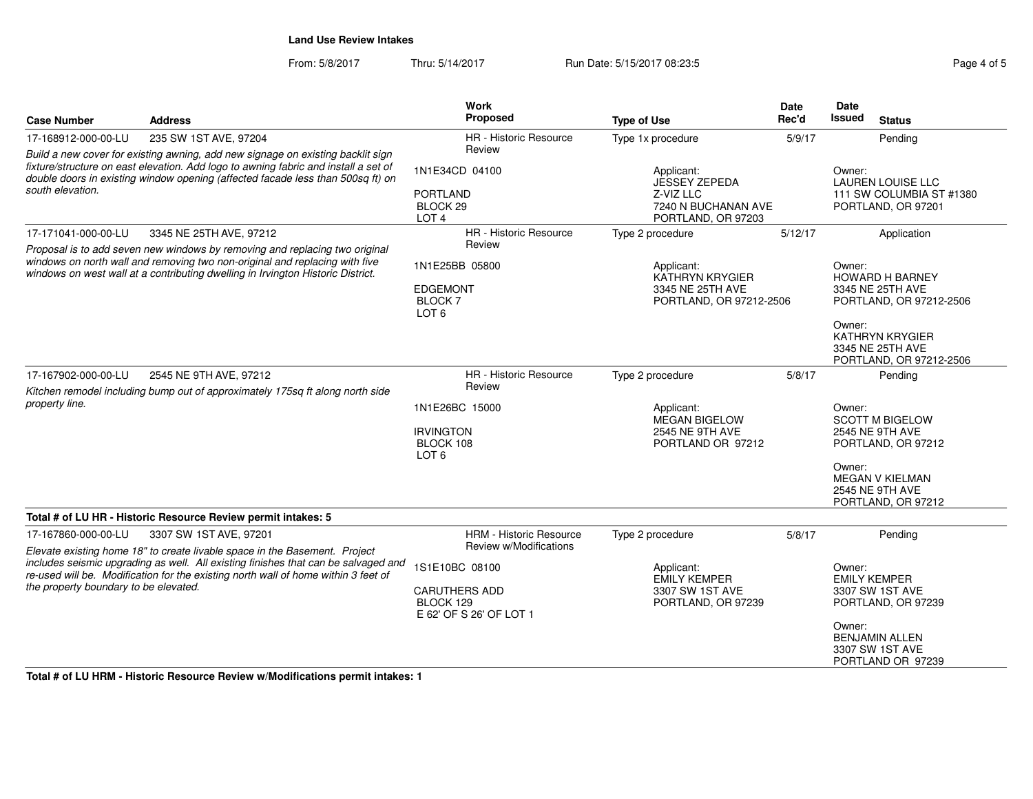**Land Use Review Intakes**

From: 5/8/2017 Thru: 5/14/2017 Run Date: 5/15/2017 08:23:5

| Case Number | Address | Work Proposed | Type of Use | Date Rec'd | Date Issued | Status |
|---|---|---|---|---|---|---|
| 17-168912-000-00-LU | 235 SW 1ST AVE, 97204 | HR - Historic Resource Review | Type 1x procedure | 5/9/17 | | Pending |
| *Build a new cover for existing awning, add new signage on existing backlit sign fixture/structure on east elevation. Add logo to awning fabric and install a set of double doors in existing window opening (affected facade less than 500sq ft) on south elevation.* | | 1N1E34CD 04100<br>PORTLAND<br>BLOCK 29<br>LOT 4 | Applicant:<br>JESSEY ZEPEDA<br>Z-VIZ LLC<br>7240 N BUCHANAN AVE<br>PORTLAND, OR 97203 | | Owner:<br>LAUREN LOUISE LLC<br>111 SW COLUMBIA ST #1380<br>PORTLAND, OR 97201 | |
| 17-171041-000-00-LU | 3345 NE 25TH AVE, 97212 | HR - Historic Resource Review | Type 2 procedure | 5/12/17 | | Application |
| *Proposal is to add seven new windows by removing and replacing two original windows on north wall and removing two non-original and replacing with five windows on west wall at a contributing dwelling in Irvington Historic District.* | | 1N1E25BB 05800<br>EDGEMONT<br>BLOCK 7<br>LOT 6 | Applicant:<br>KATHRYN KRYGIER<br>3345 NE 25TH AVE<br>PORTLAND, OR 97212-2506 | | Owner:<br>HOWARD H BARNEY<br>3345 NE 25TH AVE<br>PORTLAND, OR 97212-2506<br><br>Owner:<br>KATHRYN KRYGIER<br>3345 NE 25TH AVE<br>PORTLAND, OR 97212-2506 | |
| 17-167902-000-00-LU | 2545 NE 9TH AVE, 97212 | HR - Historic Resource Review | Type 2 procedure | 5/8/17 | | Pending |
| *Kitchen remodel including bump out of approximately 175sq ft along north side property line.* | | 1N1E26BC 15000<br>IRVINGTON<br>BLOCK 108<br>LOT 6 | Applicant:<br>MEGAN BIGELOW<br>2545 NE 9TH AVE<br>PORTLAND OR 97212 | | Owner:<br>SCOTT M BIGELOW<br>2545 NE 9TH AVE<br>PORTLAND, OR 97212<br><br>Owner:<br>MEGAN V KIELMAN<br>2545 NE 9TH AVE<br>PORTLAND, OR 97212 | |

**Total # of LU HR - Historic Resource Review permit intakes: 5**

| Case Number | Address | Work Proposed | Type of Use | Date Rec'd | Date Issued | Status |
|---|---|---|---|---|---|---|
| 17-167860-000-00-LU | 3307 SW 1ST AVE, 97201 | HRM - Historic Resource Review w/Modifications | Type 2 procedure | 5/8/17 | | Pending |
| *Elevate existing home 18" to create livable space in the Basement. Project includes seismic upgrading as well. All existing finishes that can be salvaged and re-used will be. Modification for the existing north wall of home within 3 feet of the property boundary to be elevated.* | | 1S1E10BC 08100<br>CARUTHERS ADD<br>BLOCK 129<br>E 62' OF S 26' OF LOT 1 | Applicant:<br>EMILY KEMPER<br>3307 SW 1ST AVE<br>PORTLAND, OR 97239 | | Owner:<br>EMILY KEMPER<br>3307 SW 1ST AVE<br>PORTLAND, OR 97239<br><br>Owner:<br>BENJAMIN ALLEN<br>3307 SW 1ST AVE<br>PORTLAND OR 97239 | |

**Total # of LU HRM - Historic Resource Review w/Modifications permit intakes: 1**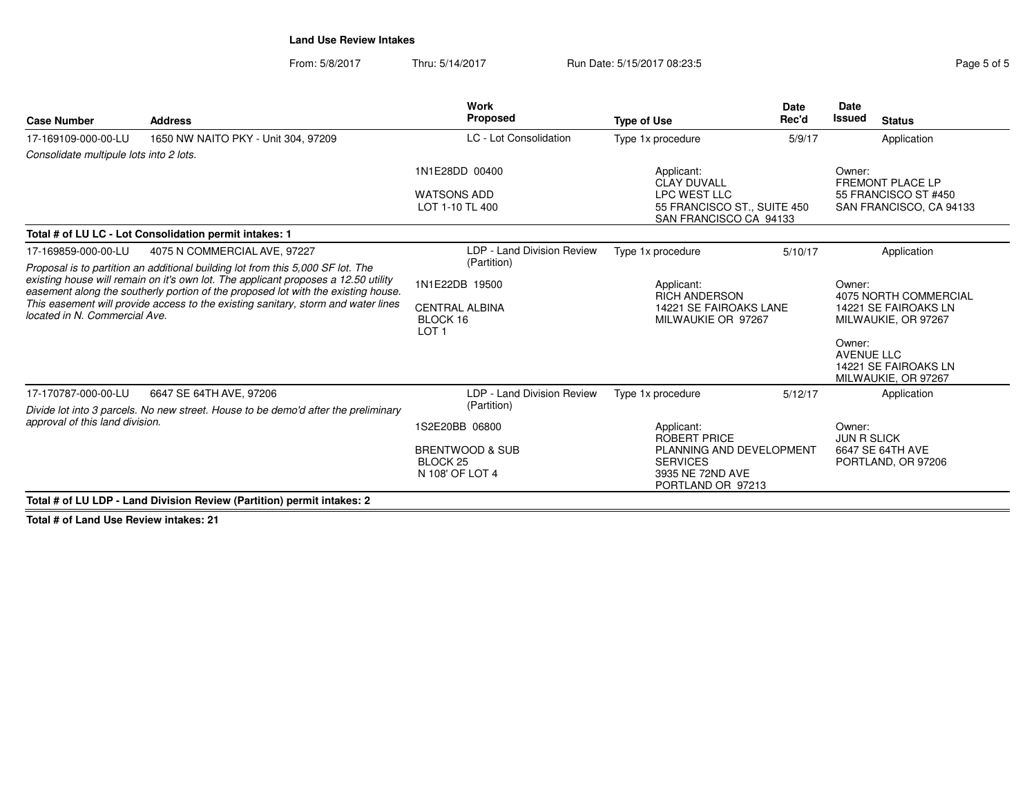**Land Use Review Intakes**

From: 5/8/2017 Thru: 5/14/2017 Run Date: 5/15/2017 08:23:5

| Case Number | Address | Work Proposed | Type of Use | Date Rec'd | Date Issued | Status |
|---|---|---|---|---|---|---|
| 17-169109-000-00-LU | 1650 NW NAITO PKY - Unit 304, 97209 | LC - Lot Consolidation | Type 1x procedure | 5/9/17 | | Application |
| *Consolidate multiple lots into 2 lots.* | | 1N1E28DD 00400<br>WATSONS ADD<br>LOT 1-10 TL 400 | Applicant:<br>CLAY DUVALL<br>LPC WEST LLC<br>55 FRANCISCO ST., SUITE 450<br>SAN FRANCISCO CA 94133 | | Owner:<br>FREMONT PLACE LP<br>55 FRANCISCO ST #450<br>SAN FRANCISCO, CA 94133 | |
| **Total # of LU LC - Lot Consolidation permit intakes: 1** | | | | | | |
| 17-169859-000-00-LU | 4075 N COMMERCIAL AVE, 97227 | LDP - Land Division Review (Partition) | Type 1x procedure | 5/10/17 | | Application |
| *Proposal is to partition an additional building lot from this 5,000 SF lot. The existing house will remain on it's own lot. The applicant proposes a 12.50 utility easement along the southerly portion of the proposed lot with the existing house. This easement will provide access to the existing sanitary, storm and water lines located in N. Commercial Ave.* | | 1N1E22DB 19500<br>CENTRAL ALBINA<br>BLOCK 16<br>LOT 1 | Applicant:<br>RICH ANDERSON<br>14221 SE FAIROAKS LANE<br>MILWAUKIE OR 97267 | | Owner:<br>4075 NORTH COMMERCIAL<br>14221 SE FAIROAKS LN<br>MILWAUKIE, OR 97267<br>Owner:<br>AVENUE LLC<br>14221 SE FAIROAKS LN<br>MILWAUKIE, OR 97267 | |
| 17-170787-000-00-LU | 6647 SE 64TH AVE, 97206 | LDP - Land Division Review (Partition) | Type 1x procedure | 5/12/17 | | Application |
| *Divide lot into 3 parcels. No new street. House to be demo'd after the preliminary approval of this land division.* | | 1S2E20BB 06800<br>BRENTWOOD & SUB<br>BLOCK 25<br>N 108' OF LOT 4 | Applicant:<br>ROBERT PRICE<br>PLANNING AND DEVELOPMENT SERVICES<br>3935 NE 72ND AVE<br>PORTLAND OR 97213 | | Owner:<br>JUN R SLICK<br>6647 SE 64TH AVE<br>PORTLAND, OR 97206 | |
| **Total # of LU LDP - Land Division Review (Partition) permit intakes: 2** | | | | | | |

**Total # of Land Use Review intakes: 21**